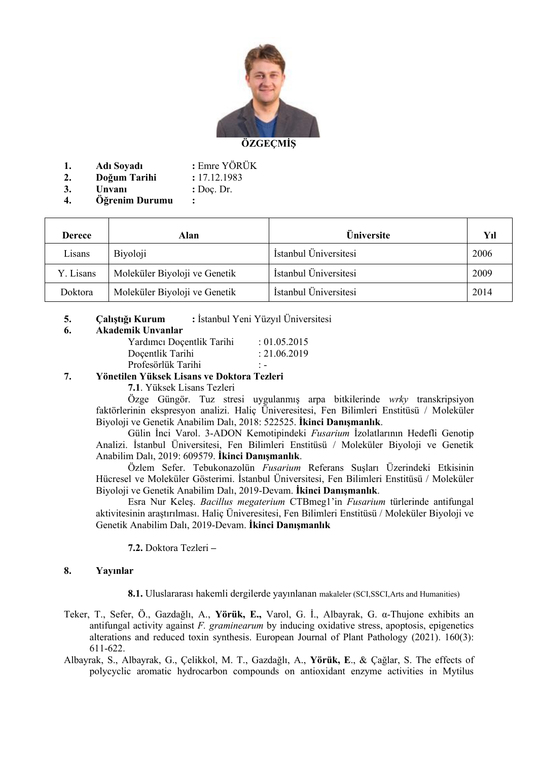# ÖZGEÇMİŞ

1. **Adı Soyadı** : Emre YÖRÜK
2. **Doğum Tarihi** : 17.12.1983
3. **Unvanı** : Doç. Dr.
4. **Öğrenim Durumu** :

| Derece | Alan | Üniversite | Yıl |
|---|---|---|---|
| Lisans | Biyoloji | İstanbul Üniversitesi | 2006 |
| Y. Lisans | Moleküler Biyoloji ve Genetik | İstanbul Üniversitesi | 2009 |
| Doktora | Moleküler Biyoloji ve Genetik | İstanbul Üniversitesi | 2014 |

5. **Çalıştığı Kurum** : İstanbul Yeni Yüzyıl Üniversitesi
6. **Akademik Unvanlar**
   - Yardımcı Doçentlik Tarihi : 01.05.2015
   - Doçentlik Tarihi : 21.06.2019
   - Profesörlük Tarihi : -
7. **Yönetilen Yüksek Lisans ve Doktora Tezleri**

**7.1**. Yüksek Lisans Tezleri

Özge Güngör. Tuz stresi uygulanmış arpa bitkilerinde *wrky* transkripsiyon faktörlerinin ekspresyon analizi. Haliç Üniveresitesi, Fen Bilimleri Enstitüsü / Moleküler Biyoloji ve Genetik Anabilim Dalı, 2018: 522525. **İkinci Danışmanlık**.

Gülin İnci Varol. 3-ADON Kemotipindeki *Fusarium* İzolatlarının Hedefli Genotip Analizi. İstanbul Üniversitesi, Fen Bilimleri Enstitüsü / Moleküler Biyoloji ve Genetik Anabilim Dalı, 2019: 609579. **İkinci Danışmanlık**.

Özlem Sefer. Tebukonazolün *Fusarium* Referans Suşları Üzerindeki Etkisinin Hücresel ve Moleküler Gösterimi. İstanbul Üniversitesi, Fen Bilimleri Enstitüsü / Moleküler Biyoloji ve Genetik Anabilim Dalı, 2019-Devam. **İkinci Danışmanlık**.

Esra Nur Keleş. *Bacillus megaterium* CTBmeg1'in *Fusarium* türlerinde antifungal aktivitesinin araştırılması. Haliç Üniveresitesi, Fen Bilimleri Enstitüsü / Moleküler Biyoloji ve Genetik Anabilim Dalı, 2019-Devam. **İkinci Danışmanlık**

**7.2.** Doktora Tezleri **–**

8. **Yayınlar**

**8.1.** Uluslararası hakemli dergilerde yayınlanan makaleler (SCI,SSCI,Arts and Humanities)

Teker, T., Sefer, Ö., Gazdağlı, A., **Yörük, E.,** Varol, G. İ., Albayrak, G. α-Thujone exhibits an antifungal activity against *F. graminearum* by inducing oxidative stress, apoptosis, epigenetics alterations and reduced toxin synthesis. European Journal of Plant Pathology (2021). 160(3): 611-622.

Albayrak, S., Albayrak, G., Çelikkol, M. T., Gazdağlı, A., **Yörük, E.**, & Çağlar, S. The effects of polycyclic aromatic hydrocarbon compounds on antioxidant enzyme activities in Mytilus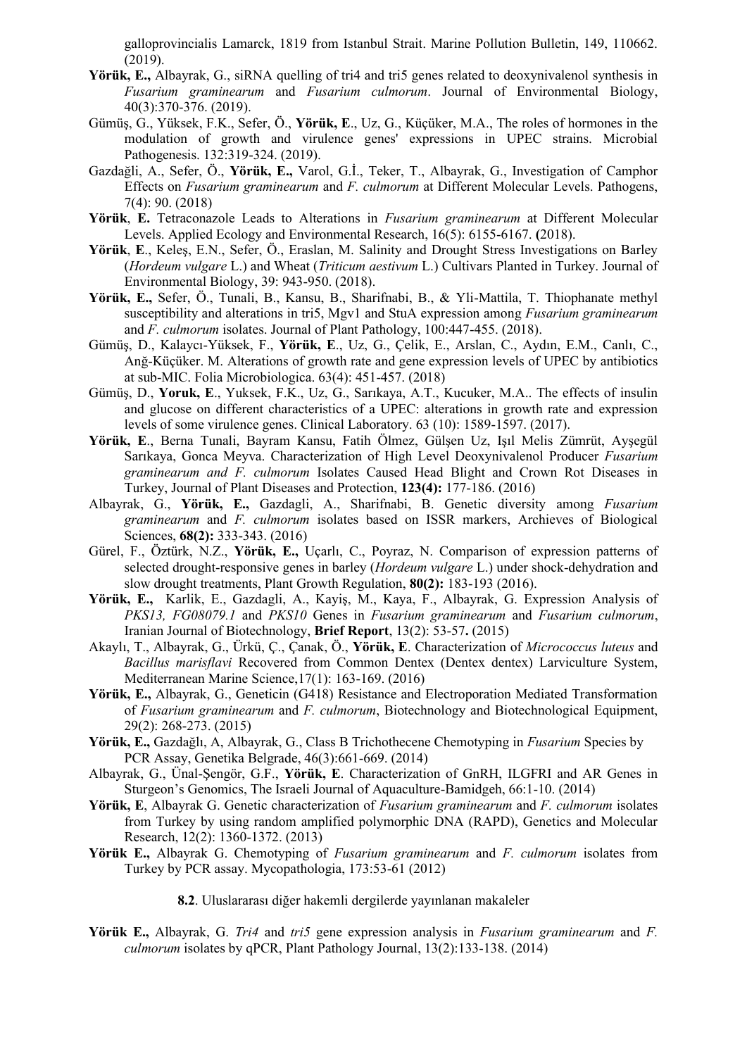galloprovincialis Lamarck, 1819 from Istanbul Strait. Marine Pollution Bulletin, 149, 110662. (2019).

**Yörük, E.,** Albayrak, G., siRNA quelling of tri4 and tri5 genes related to deoxynivalenol synthesis in *Fusarium graminearum* and *Fusarium culmorum*. Journal of Environmental Biology, 40(3):370-376. (2019).

Gümüş, G., Yüksek, F.K., Sefer, Ö., **Yörük, E**., Uz, G., Küçüker, M.A., The roles of hormones in the modulation of growth and virulence genes' expressions in UPEC strains. Microbial Pathogenesis. 132:319-324. (2019).

Gazdaği, A., Sefer, Ö., **Yörük, E.,** Varol, G.İ., Teker, T., Albayrak, G., Investigation of Camphor Effects on *Fusarium graminearum* and *F. culmorum* at Different Molecular Levels. Pathogens, 7(4): 90. (2018)

**Yörük**, **E.** Tetraconazole Leads to Alterations in *Fusarium graminearum* at Different Molecular Levels. Applied Ecology and Environmental Research, 16(5): 6155-6167. **(**2018).

**Yörük**, **E**., Keleş, E.N., Sefer, Ö., Eraslan, M. Salinity and Drought Stress Investigations on Barley (*Hordeum vulgare* L.) and Wheat (*Triticum aestivum* L.) Cultivars Planted in Turkey. Journal of Environmental Biology, 39: 943-950. (2018).

**Yörük, E.,** Sefer, Ö., Tunali, B., Kansu, B., Sharifnabi, B., & Yli-Mattila, T. Thiophanate methyl susceptibility and alterations in tri5, Mgv1 and StuA expression among *Fusarium graminearum* and *F. culmorum* isolates. Journal of Plant Pathology, 100:447-455. (2018).

Gümüş, D., Kalaycı-Yüksek, F., **Yörük, E**., Uz, G., Çelik, E., Arslan, C., Aydın, E.M., Canlı, C., Anğ-Küçüker. M. Alterations of growth rate and gene expression levels of UPEC by antibiotics at sub-MIC. Folia Microbiologica. 63(4): 451-457. (2018)

Gümüş, D., **Yoruk, E**., Yuksek, F.K., Uz, G., Sarıkaya, A.T., Kucuker, M.A.. The effects of insulin and glucose on different characteristics of a UPEC: alterations in growth rate and expression levels of some virulence genes. Clinical Laboratory. 63 (10): 1589-1597. (2017).

**Yörük, E**., Berna Tunali, Bayram Kansu, Fatih Ölmez, Gülşen Uz, Işıl Melis Zümrüt, Ayşegül Sarıkaya, Gonca Meyva. Characterization of High Level Deoxynivalenol Producer *Fusarium graminearum and F. culmorum* Isolates Caused Head Blight and Crown Rot Diseases in Turkey, Journal of Plant Diseases and Protection, **123(4):** 177-186. (2016)

Albayrak, G., **Yörük, E.,** Gazdagli, A., Sharifnabi, B. Genetic diversity among *Fusarium graminearum* and *F. culmorum* isolates based on ISSR markers, Archieves of Biological Sciences, **68(2):** 333-343. (2016)

Gürel, F., Öztürk, N.Z., **Yörük, E.,** Uçarlı, C., Poyraz, N. Comparison of expression patterns of selected drought-responsive genes in barley (*Hordeum vulgare* L.) under shock-dehydration and slow drought treatments, Plant Growth Regulation, **80(2):** 183-193 (2016).

**Yörük, E.,** Karlik, E., Gazdagli, A., Kayiş, M., Kaya, F., Albayrak, G. Expression Analysis of *PKS13, FG08079.1* and *PKS10* Genes in *Fusarium graminearum* and *Fusarium culmorum*, Iranian Journal of Biotechnology, **Brief Report**, 13(2): 53-57**.** (2015)

Akaylı, T., Albayrak, G., Ürkü, Ç., Çanak, Ö., **Yörük, E**. Characterization of *Micrococcus luteus* and *Bacillus marisflavi* Recovered from Common Dentex (Dentex dentex) Larviculture System, Mediterranean Marine Science,17(1): 163-169. (2016)

**Yörük, E.,** Albayrak, G., Geneticin (G418) Resistance and Electroporation Mediated Transformation of *Fusarium graminearum* and *F. culmorum*, Biotechnology and Biotechnological Equipment, 29(2): 268-273. (2015)

**Yörük, E.,** Gazdağlı, A, Albayrak, G., Class B Trichothecene Chemotyping in *Fusarium* Species by PCR Assay, Genetika Belgrade, 46(3):661-669. (2014)

Albayrak, G., Ünal-Şengör, G.F., **Yörük, E**. Characterization of GnRH, ILGFRI and AR Genes in Sturgeon's Genomics, The Israeli Journal of Aquaculture-Bamidgeh, 66:1-10. (2014)

**Yörük, E**, Albayrak G. Genetic characterization of *Fusarium graminearum* and *F. culmorum* isolates from Turkey by using random amplified polymorphic DNA (RAPD), Genetics and Molecular Research, 12(2): 1360-1372. (2013)

**Yörük E.,** Albayrak G. Chemotyping of *Fusarium graminearum* and *F. culmorum* isolates from Turkey by PCR assay. Mycopathologia, 173:53-61 (2012)

**8.2**. Uluslararası diğer hakemli dergilerde yayınlanan makaleler

**Yörük E.,** Albayrak, G. *Tri4* and *tri5* gene expression analysis in *Fusarium graminearum* and *F. culmorum* isolates by qPCR, Plant Pathology Journal, 13(2):133-138. (2014)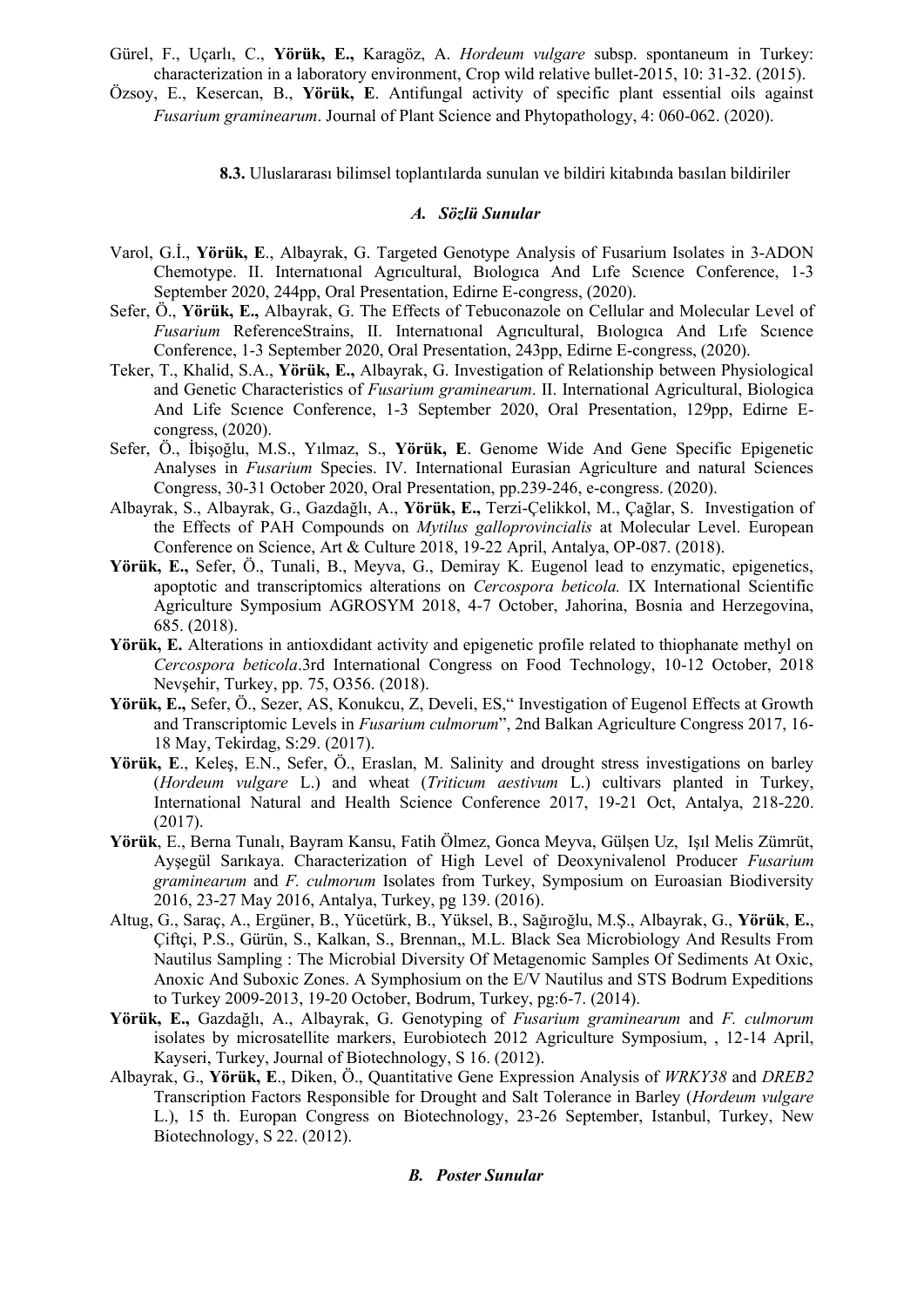Gürel, F., Uçarlı, C., **Yörük, E.,** Karagöz, A. *Hordeum vulgare* subsp. spontaneum in Turkey: characterization in a laboratory environment, Crop wild relative bullet-2015, 10: 31-32. (2015).

Özsoy, E., Kesercan, B., **Yörük, E**. Antifungal activity of specific plant essential oils against *Fusarium graminearum*. Journal of Plant Science and Phytopathology, 4: 060-062. (2020).

**8.3.** Uluslararası bilimsel toplantılarda sunulan ve bildiri kitabında basılan bildiriler

### *A. Sözlü Sunular*

Varol, G.İ., **Yörük, E**., Albayrak, G. Targeted Genotype Analysis of Fusarium Isolates in 3-ADON Chemotype. II. Internatıonal Agrıcultural, Bıologıca And Lıfe Scıence Conference, 1-3 September 2020, 244pp, Oral Presentation, Edirne E-congress, (2020).

Sefer, Ö., **Yörük, E.,** Albayrak, G. The Effects of Tebuconazole on Cellular and Molecular Level of *Fusarium* ReferenceStrains, II. Internatıonal Agrıcultural, Bıologıca And Lıfe Scıence Conference, 1-3 September 2020, Oral Presentation, 243pp, Edirne E-congress, (2020).

Teker, T., Khalid, S.A., **Yörük, E.,** Albayrak, G. Investigation of Relationship between Physiological and Genetic Characteristics of *Fusarium graminearum*. II. International Agricultural, Biologica And Life Scıence Conference, 1-3 September 2020, Oral Presentation, 129pp, Edirne E-congress, (2020).

Sefer, Ö., İbişoğlu, M.S., Yılmaz, S., **Yörük, E**. Genome Wide And Gene Specific Epigenetic Analyses in *Fusarium* Species. IV. International Eurasian Agriculture and natural Sciences Congress, 30-31 October 2020, Oral Presentation, pp.239-246, e-congress. (2020).

Albayrak, S., Albayrak, G., Gazdağlı, A., **Yörük, E.,** Terzi-Çelikkol, M., Çağlar, S. Investigation of the Effects of PAH Compounds on *Mytilus galloprovincialis* at Molecular Level. European Conference on Science, Art & Culture 2018, 19-22 April, Antalya, OP-087. (2018).

**Yörük, E.,** Sefer, Ö., Tunali, B., Meyva, G., Demiray K. Eugenol lead to enzymatic, epigenetics, apoptotic and transcriptomics alterations on *Cercospora beticola.* IX International Scientific Agriculture Symposium AGROSYM 2018, 4-7 October, Jahorina, Bosnia and Herzegovina, 685. (2018).

**Yörük, E.** Alterations in antioxdidant activity and epigenetic profile related to thiophanate methyl on *Cercospora beticola*.3rd International Congress on Food Technology, 10-12 October, 2018 Nevşehir, Turkey, pp. 75, O356. (2018).

**Yörük, E.,** Sefer, Ö., Sezer, AS, Konukcu, Z, Develi, ES,“ Investigation of Eugenol Effects at Growth and Transcriptomic Levels in *Fusarium culmorum*”, 2nd Balkan Agriculture Congress 2017, 16-18 May, Tekirdag, S:29. (2017).

**Yörük, E**., Keleş, E.N., Sefer, Ö., Eraslan, M. Salinity and drought stress investigations on barley (*Hordeum vulgare* L.) and wheat (*Triticum aestivum* L.) cultivars planted in Turkey, International Natural and Health Science Conference 2017, 19-21 Oct, Antalya, 218-220. (2017).

**Yörük**, E., Berna Tunalı, Bayram Kansu, Fatih Ölmez, Gonca Meyva, Gülşen Uz, Işıl Melis Zümrüt, Ayşegül Sarıkaya. Characterization of High Level of Deoxynivalenol Producer *Fusarium graminearum* and *F. culmorum* Isolates from Turkey, Symposium on Euroasian Biodiversity 2016, 23-27 May 2016, Antalya, Turkey, pg 139. (2016).

Altug, G., Saraç, A., Ergüner, B., Yücetürk, B., Yüksel, B., Sağıroğlu, M.Ş., Albayrak, G., **Yörük**, **E.**, Çiftçi, P.S., Gürün, S., Kalkan, S., Brennan,, M.L. Black Sea Microbiology And Results From Nautilus Sampling : The Microbial Diversity Of Metagenomic Samples Of Sediments At Oxic, Anoxic And Suboxic Zones. A Symphosium on the E/V Nautilus and STS Bodrum Expeditions to Turkey 2009-2013, 19-20 October, Bodrum, Turkey, pg:6-7. (2014).

**Yörük, E.,** Gazdağlı, A., Albayrak, G. Genotyping of *Fusarium graminearum* and *F. culmorum* isolates by microsatellite markers, Eurobiotech 2012 Agriculture Symposium, , 12-14 April, Kayseri, Turkey, Journal of Biotechnology, S 16. (2012).

Albayrak, G., **Yörük, E**., Diken, Ö., Quantitative Gene Expression Analysis of *WRKY38* and *DREB2* Transcription Factors Responsible for Drought and Salt Tolerance in Barley (*Hordeum vulgare* L.), 15 th. Europan Congress on Biotechnology, 23-26 September, Istanbul, Turkey, New Biotechnology, S 22. (2012).

### *B. Poster Sunular*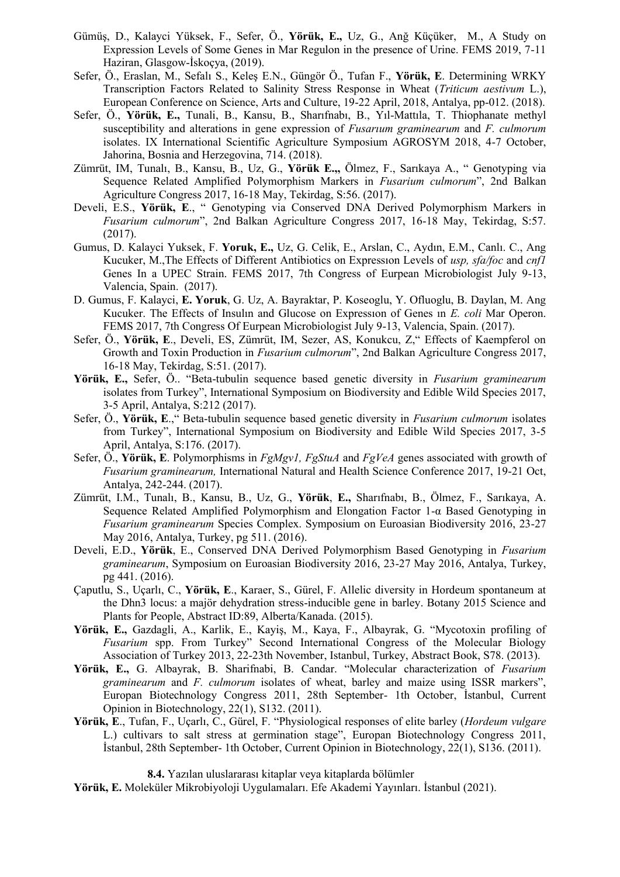Gümüş, D., Kalayci Yüksek, F., Sefer, Ö., **Yörük, E.,** Uz, G., Anğ Küçüker, M., A Study on Expression Levels of Some Genes in Mar Regulon in the presence of Urine. FEMS 2019, 7-11 Haziran, Glasgow-İskoçya, (2019).

Sefer, Ö., Eraslan, M., Sefalı S., Keleş E.N., Güngör Ö., Tufan F., **Yörük, E**. Determining WRKY Transcription Factors Related to Salinity Stress Response in Wheat (*Triticum aestivum* L.), European Conference on Science, Arts and Culture, 19-22 April, 2018, Antalya, pp-012. (2018).

Sefer, Ö., **Yörük, E.,** Tunali, B., Kansu, B., Sharıfnabı, B., Yıl-Mattıla, T. Thiophanate methyl susceptibility and alterations in gene expression of *Fusarıum graminearum* and *F. culmorum* isolates. IX International Scientific Agriculture Symposium AGROSYM 2018, 4-7 October, Jahorina, Bosnia and Herzegovina, 714. (2018).

Zümrüt, IM, Tunalı, B., Kansu, B., Uz, G., **Yörük E.,,** Ölmez, F., Sarıkaya A., " Genotyping via Sequence Related Amplified Polymorphism Markers in *Fusarium culmorum*", 2nd Balkan Agriculture Congress 2017, 16-18 May, Tekirdag, S:56. (2017).

Develi, E.S., **Yörük, E**., " Genotyping via Conserved DNA Derived Polymorphism Markers in *Fusarium culmorum*", 2nd Balkan Agriculture Congress 2017, 16-18 May, Tekirdag, S:57. (2017).

Gumus, D. Kalayci Yuksek, F. **Yoruk, E.,** Uz, G. Celik, E., Arslan, C., Aydın, E.M., Canlı. C., Ang Kucuker, M.,The Effects of Different Antibiotics on Expressıon Levels of *usp, sfa/foc* and *cnf1* Genes In a UPEC Strain. FEMS 2017, 7th Congress of Eurpean Microbiologist July 9-13, Valencia, Spain. (2017).

D. Gumus, F. Kalayci, **E. Yoruk**, G. Uz, A. Bayraktar, P. Koseoglu, Y. Ofluoglu, B. Daylan, M. Ang Kucuker. The Effects of Insulın and Glucose on Expressıon of Genes ın *E. coli* Mar Operon. FEMS 2017, 7th Congress Of Eurpean Microbiologist July 9-13, Valencia, Spain. (2017).

Sefer, Ö., **Yörük, E**., Develi, ES, Zümrüt, IM, Sezer, AS, Konukcu, Z," Effects of Kaempferol on Growth and Toxin Production in *Fusarium culmorum*", 2nd Balkan Agriculture Congress 2017, 16-18 May, Tekirdag, S:51. (2017).

**Yörük, E.,** Sefer, Ö.. "Beta-tubulin sequence based genetic diversity in *Fusarium graminearum* isolates from Turkey", International Symposium on Biodiversity and Edible Wild Species 2017, 3-5 April, Antalya, S:212 (2017).

Sefer, Ö., **Yörük, E**.," Beta-tubulin sequence based genetic diversity in *Fusarium culmorum* isolates from Turkey", International Symposium on Biodiversity and Edible Wild Species 2017, 3-5 April, Antalya, S:176. (2017).

Sefer, Ö., **Yörük, E**. Polymorphisms in *FgMgv1, FgStuA* and *FgVeA* genes associated with growth of *Fusarium graminearum,* International Natural and Health Science Conference 2017, 19-21 Oct, Antalya, 242-244. (2017).

Zümrüt, I.M., Tunalı, B., Kansu, B., Uz, G., **Yörük**, **E.,** Sharıfnabı, B., Ölmez, F., Sarıkaya, A. Sequence Related Amplified Polymorphism and Elongation Factor 1-α Based Genotyping in *Fusarium graminearum* Species Complex. Symposium on Euroasian Biodiversity 2016, 23-27 May 2016, Antalya, Turkey, pg 511. (2016).

Develi, E.D., **Yörük**, E., Conserved DNA Derived Polymorphism Based Genotyping in *Fusarium graminearum*, Symposium on Euroasian Biodiversity 2016, 23-27 May 2016, Antalya, Turkey, pg 441. (2016).

Çaputlu, S., Uçarlı, C., **Yörük, E**., Karaer, S., Gürel, F. Allelic diversity in Hordeum spontaneum at the Dhn3 locus: a majör dehydration stress-inducible gene in barley. Botany 2015 Science and Plants for People, Abstract ID:89, Alberta/Kanada. (2015).

**Yörük, E.,** Gazdagli, A., Karlik, E., Kayiş, M., Kaya, F., Albayrak, G. "Mycotoxin profiling of *Fusarium* spp. From Turkey" Second International Congress of the Molecular Biology Association of Turkey 2013, 22-23th November, Istanbul, Turkey, Abstract Book, S78. (2013).

**Yörük, E.,** G. Albayrak, B. Sharifnabi, B. Candar. "Molecular characterization of *Fusarium graminearum* and *F. culmorum* isolates of wheat, barley and maize using ISSR markers", Europan Biotechnology Congress 2011, 28th September- 1th October, İstanbul, Current Opinion in Biotechnology, 22(1), S132. (2011).

**Yörük, E**., Tufan, F., Uçarlı, C., Gürel, F. "Physiological responses of elite barley (*Hordeum vulgare* L.) cultivars to salt stress at germination stage", Europan Biotechnology Congress 2011, İstanbul, 28th September- 1th October, Current Opinion in Biotechnology, 22(1), S136. (2011).

**8.4.** Yazılan uluslararası kitaplar veya kitaplarda bölümler

**Yörük, E.** Moleküler Mikrobiyoloji Uygulamaları. Efe Akademi Yayınları. İstanbul (2021).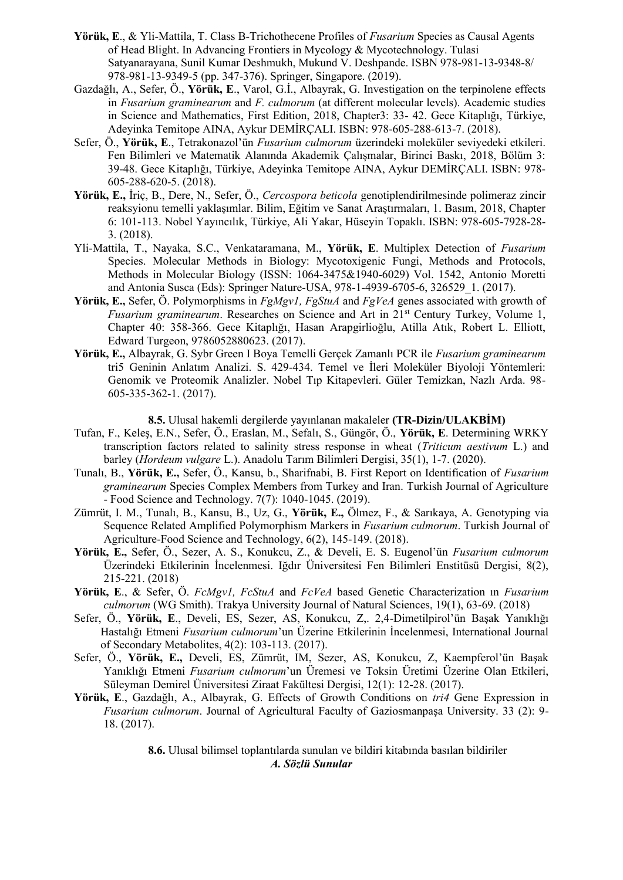**Yörük, E**., & Yli-Mattila, T. Class B-Trichothecene Profiles of *Fusarium* Species as Causal Agents of Head Blight. In Advancing Frontiers in Mycology & Mycotechnology. Tulasi Satyanarayana, Sunil Kumar Deshmukh, Mukund V. Deshpande. ISBN 978-981-13-9348-8/ 978-981-13-9349-5 (pp. 347-376). Springer, Singapore. (2019).

Gazdağlı, A., Sefer, Ö., **Yörük, E**., Varol, G.İ., Albayrak, G. Investigation on the terpinolene effects in *Fusarium graminearum* and *F. culmorum* (at different molecular levels). Academic studies in Science and Mathematics, First Edition, 2018, Chapter3: 33- 42. Gece Kitaplığı, Türkiye, Adeyinka Temitope AINA, Aykur DEMİRÇALI. ISBN: 978-605-288-613-7. (2018).

Sefer, Ö., **Yörük, E**., Tetrakonazol'ün *Fusarium culmorum* üzerindeki moleküler seviyedeki etkileri. Fen Bilimleri ve Matematik Alanında Akademik Çalışmalar, Birinci Baskı, 2018, Bölüm 3: 39-48. Gece Kitaplığı, Türkiye, Adeyinka Temitope AINA, Aykur DEMİRÇALI. ISBN: 978-605-288-620-5. (2018).

**Yörük, E.,** İriç, B., Dere, N., Sefer, Ö., *Cercospora beticola* genotiplendirilmesinde polimeraz zincir reaksyionu temelli yaklaşımlar. Bilim, Eğitim ve Sanat Araştırmaları, 1. Basım, 2018, Chapter 6: 101-113. Nobel Yayıncılık, Türkiye, Ali Yakar, Hüseyin Topaklı. ISBN: 978-605-7928-28-3. (2018).

Yli-Mattila, T., Nayaka, S.C., Venkataramana, M., **Yörük, E**. Multiplex Detection of *Fusarium* Species. Molecular Methods in Biology: Mycotoxigenic Fungi, Methods and Protocols, Methods in Molecular Biology (ISSN: 1064-3475&1940-6029) Vol. 1542, Antonio Moretti and Antonia Susca (Eds): Springer Nature-USA, 978-1-4939-6705-6, 326529_1. (2017).

**Yörük, E.,** Sefer, Ö. Polymorphisms in *FgMgv1, FgStuA* and *FgVeA* genes associated with growth of *Fusarium graminearum*. Researches on Science and Art in 21st Century Turkey, Volume 1, Chapter 40: 358-366. Gece Kitaplığı, Hasan Arapgirlioğlu, Atilla Atık, Robert L. Elliott, Edward Turgeon, 9786052880623. (2017).

**Yörük, E.,** Albayrak, G. Sybr Green I Boya Temelli Gerçek Zamanlı PCR ile *Fusarium graminearum* tri5 Geninin Anlatım Analizi. S. 429-434. Temel ve İleri Moleküler Biyoloji Yöntemleri: Genomik ve Proteomik Analizler. Nobel Tıp Kitapevleri. Güler Temizkan, Nazlı Arda. 98-605-335-362-1. (2017).

**8.5.** Ulusal hakemli dergilerde yayınlanan makaleler **(TR-Dizin/ULAKBİM)**

Tufan, F., Keleş, E.N., Sefer, Ö., Eraslan, M., Sefalı, S., Güngör, Ö., **Yörük, E**. Determining WRKY transcription factors related to salinity stress response in wheat (*Triticum aestivum* L.) and barley (*Hordeum vulgare* L.). Anadolu Tarım Bilimleri Dergisi, 35(1), 1-7. (2020).

Tunalı, B., **Yörük, E.,** Sefer, Ö., Kansu, b., Sharifnabi, B. First Report on Identification of *Fusarium graminearum* Species Complex Members from Turkey and Iran. Turkish Journal of Agriculture - Food Science and Technology. 7(7): 1040-1045. (2019).

Zümrüt, I. M., Tunalı, B., Kansu, B., Uz, G., **Yörük, E.,** Ölmez, F., & Sarıkaya, A. Genotyping via Sequence Related Amplified Polymorphism Markers in *Fusarium culmorum*. Turkish Journal of Agriculture-Food Science and Technology, 6(2), 145-149. (2018).

**Yörük, E.,** Sefer, Ö., Sezer, A. S., Konukcu, Z., & Develi, E. S. Eugenol'ün *Fusarium culmorum* Üzerindeki Etkilerinin İncelenmesi. Iğdır Üniversitesi Fen Bilimleri Enstitüsü Dergisi, 8(2), 215-221. (2018)

**Yörük, E**., & Sefer, Ö. *FcMgv1, FcStuA* and *FcVeA* based Genetic Characterization ın *Fusarium culmorum* (WG Smith). Trakya University Journal of Natural Sciences, 19(1), 63-69. (2018)

Sefer, Ö., **Yörük, E**., Develi, ES, Sezer, AS, Konukcu, Z,. 2,4-Dimetilpirol'ün Başak Yanıklığı Hastalığı Etmeni *Fusarium culmorum*'un Üzerine Etkilerinin İncelenmesi, International Journal of Secondary Metabolites, 4(2): 103-113. (2017).

Sefer, Ö., **Yörük, E.,** Develi, ES, Zümrüt, IM, Sezer, AS, Konukcu, Z, Kaempferol'ün Başak Yanıklığı Etmeni *Fusarium culmorum*'un Üremesi ve Toksin Üretimi Üzerine Olan Etkileri, Süleyman Demirel Üniversitesi Ziraat Fakültesi Dergisi, 12(1): 12-28. (2017).

**Yörük, E**., Gazdağlı, A., Albayrak, G. Effects of Growth Conditions on *tri4* Gene Expression in *Fusarium culmorum*. Journal of Agricultural Faculty of Gaziosmanpaşa University. 33 (2): 9-18. (2017).

**8.6.** Ulusal bilimsel toplantılarda sunulan ve bildiri kitabında basılan bildiriler

***A. Sözlü Sunular***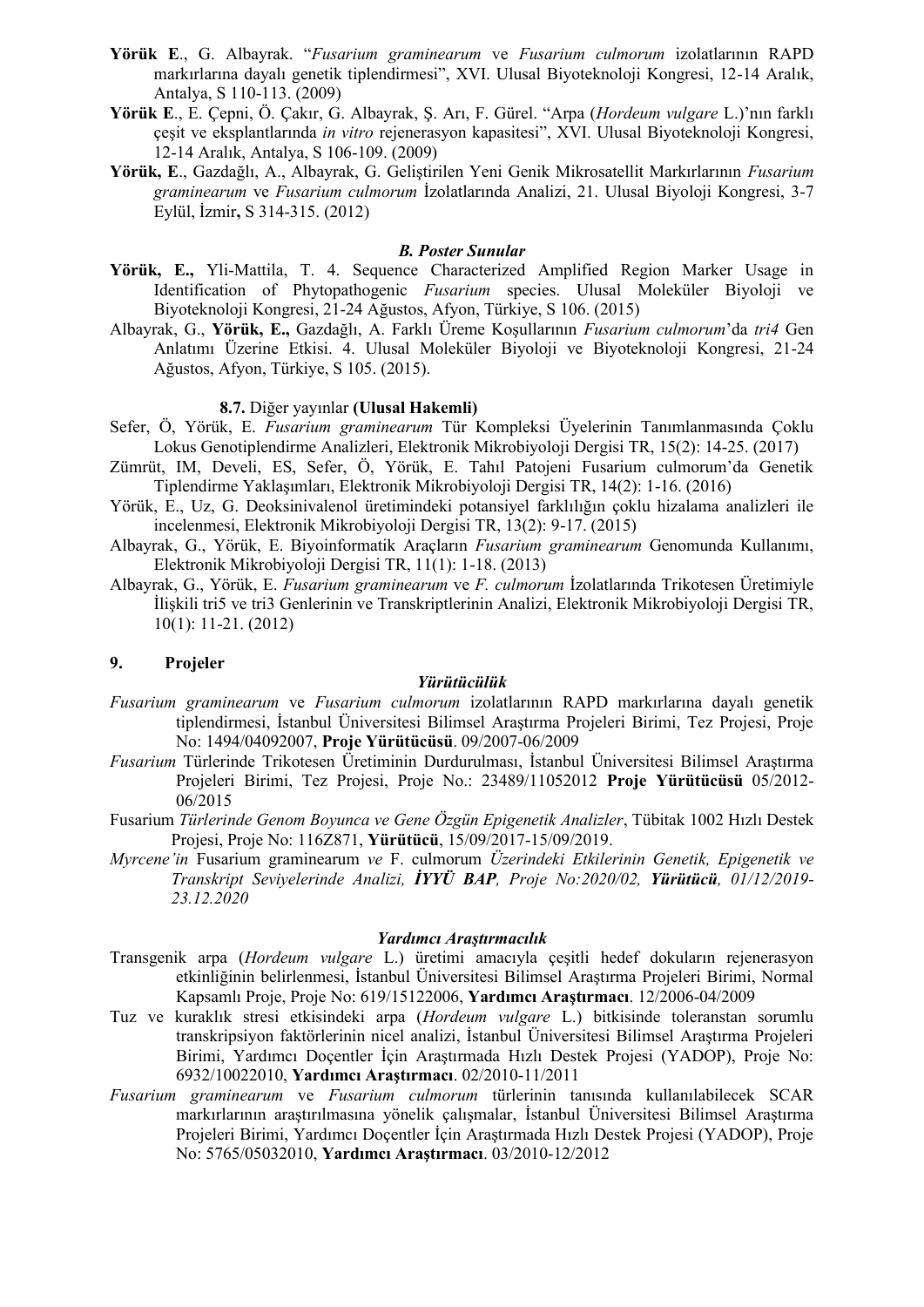**Yörük E**., G. Albayrak. "*Fusarium graminearum* ve *Fusarium culmorum* izolatlarının RAPD markırlarına dayalı genetik tiplendirmesi", XVI. Ulusal Biyoteknoloji Kongresi, 12-14 Aralık, Antalya, S 110-113. (2009)

**Yörük E**., E. Çepni, Ö. Çakır, G. Albayrak, Ş. Arı, F. Gürel. "Arpa (*Hordeum vulgare* L.)'nın farklı çeşit ve eksplantlarında *in vitro* rejenerasyon kapasitesi", XVI. Ulusal Biyoteknoloji Kongresi, 12-14 Aralık, Antalya, S 106-109. (2009)

**Yörük, E**., Gazdağlı, A., Albayrak, G. Geliştirilen Yeni Genik Mikrosatellit Markırlarının *Fusarium graminearum* ve *Fusarium culmorum* İzolatlarında Analizi, 21. Ulusal Biyoloji Kongresi, 3-7 Eylül, İzmir**,** S 314-315. (2012)

### *B. Poster Sunular*

**Yörük, E.,** Yli-Mattila, T. 4. Sequence Characterized Amplified Region Marker Usage in Identification of Phytopathogenic *Fusarium* species. Ulusal Moleküler Biyoloji ve Biyoteknoloji Kongresi, 21-24 Ağustos, Afyon, Türkiye, S 106. (2015)

Albayrak, G., **Yörük, E.,** Gazdağlı, A. Farklı Üreme Koşullarının *Fusarium culmorum*'da *tri4* Gen Anlatımı Üzerine Etkisi. 4. Ulusal Moleküler Biyoloji ve Biyoteknoloji Kongresi, 21-24 Ağustos, Afyon, Türkiye, S 105. (2015).

### **8.7.** Diğer yayınlar **(Ulusal Hakemli)**

Sefer, Ö, Yörük, E. *Fusarium graminearum* Tür Kompleksi Üyelerinin Tanımlanmasında Çoklu Lokus Genotiplendirme Analizleri, Elektronik Mikrobiyoloji Dergisi TR, 15(2): 14-25. (2017)

Zümrüt, IM, Develi, ES, Sefer, Ö, Yörük, E. Tahıl Patojeni Fusarium culmorum'da Genetik Tiplendirme Yaklaşımları, Elektronik Mikrobiyoloji Dergisi TR, 14(2): 1-16. (2016)

Yörük, E., Uz, G. Deoksinivalenol üretimindeki potansiyel farklılığın çoklu hizalama analizleri ile incelenmesi, Elektronik Mikrobiyoloji Dergisi TR, 13(2): 9-17. (2015)

Albayrak, G., Yörük, E. Biyoinformatik Araçların *Fusarium graminearum* Genomunda Kullanımı, Elektronik Mikrobiyoloji Dergisi TR, 11(1): 1-18. (2013)

Albayrak, G., Yörük, E. *Fusarium graminearum* ve *F. culmorum* İzolatlarında Trikotesen Üretimiyle İlişkili tri5 ve tri3 Genlerinin ve Transkriptlerinin Analizi, Elektronik Mikrobiyoloji Dergisi TR, 10(1): 11-21. (2012)

## 9. Projeler

### *Yürütücülük*

*Fusarium graminearum* ve *Fusarium culmorum* izolatlarının RAPD markırlarına dayalı genetik tiplendirmesi, İstanbul Üniversitesi Bilimsel Araştırma Projeleri Birimi, Tez Projesi, Proje No: 1494/04092007, **Proje Yürütücüsü**. 09/2007-06/2009

*Fusarium* Türlerinde Trikotesen Üretiminin Durdurulması, İstanbul Üniversitesi Bilimsel Araştırma Projeleri Birimi, Tez Projesi, Proje No.: 23489/11052012 **Proje Yürütücüsü** 05/2012-06/2015

Fusarium *Türlerinde Genom Boyunca ve Gene Özgün Epigenetik Analizler*, Tübitak 1002 Hızlı Destek Projesi, Proje No: 116Z871, **Yürütücü**, 15/09/2017-15/09/2019.

*Myrcene'in* Fusarium graminearum *ve* F. culmorum *Üzerindeki Etkilerinin Genetik, Epigenetik ve Transkript Seviyelerinde Analizi, **İYYÜ** **BAP**, Proje No:2020/02, **Yürütücü**, 01/12/2019-23.12.2020*

### *Yardımcı Araştırmacılık*

Transgenik arpa (*Hordeum vulgare* L.) üretimi amacıyla çeşitli hedef dokuların rejenerasyon etkinliğinin belirlenmesi, İstanbul Üniversitesi Bilimsel Araştırma Projeleri Birimi, Normal Kapsamlı Proje, Proje No: 619/15122006, **Yardımcı Araştırmacı**. 12/2006-04/2009

Tuz ve kuraklık stresi etkisindeki arpa (*Hordeum vulgare* L.) bitkisinde toleranstan sorumlu transkripsiyon faktörlerinin nicel analizi, İstanbul Üniversitesi Bilimsel Araştırma Projeleri Birimi, Yardımcı Doçentler İçin Araştırmada Hızlı Destek Projesi (YADOP), Proje No: 6932/10022010, **Yardımcı Araştırmacı**. 02/2010-11/2011

*Fusarium graminearum* ve *Fusarium culmorum* türlerinin tanısında kullanılabilecek SCAR markırlarının araştırılmasına yönelik çalışmalar, İstanbul Üniversitesi Bilimsel Araştırma Projeleri Birimi, Yardımcı Doçentler İçin Araştırmada Hızlı Destek Projesi (YADOP), Proje No: 5765/05032010, **Yardımcı Araştırmacı**. 03/2010-12/2012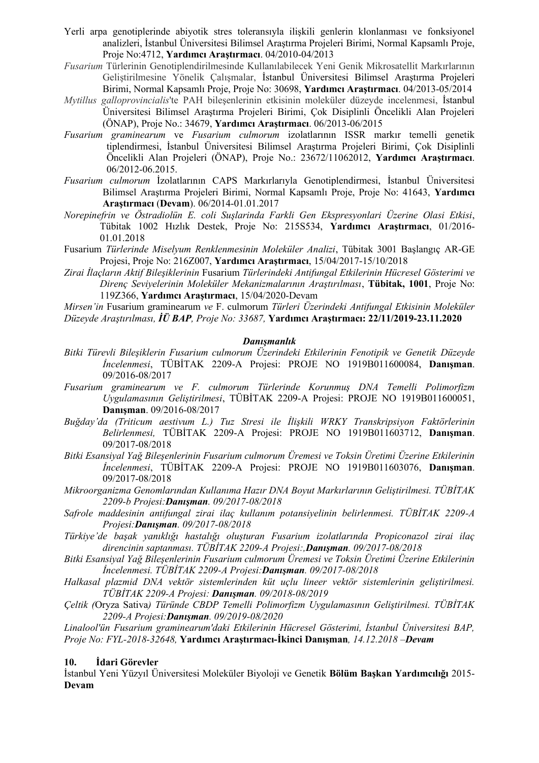Yerli arpa genotiplerinde abiyotik stres toleransıyla ilişkili genlerin klonlanması ve fonksiyonel analizleri, İstanbul Üniversitesi Bilimsel Araştırma Projeleri Birimi, Normal Kapsamlı Proje, Proje No:4712, **Yardımcı Araştırmacı**. 04/2010-04/2013

*Fusarium* Türlerinin Genotiplendirilmesinde Kullanılabilecek Yeni Genik Mikrosatellit Markırlarının Geliştirilmesine Yönelik Çalışmalar, İstanbul Üniversitesi Bilimsel Araştırma Projeleri Birimi, Normal Kapsamlı Proje, Proje No: 30698, **Yardımcı Araştırmacı**. 04/2013-05/2014

*Mytillus galloprovincialis*'te PAH bileşenlerinin etkisinin moleküler düzeyde incelenmesi, İstanbul Üniversitesi Bilimsel Araştırma Projeleri Birimi, Çok Disiplinli Öncelikli Alan Projeleri (ÖNAP), Proje No.: 34679, **Yardımcı Araştırmacı**. 06/2013-06/2015

*Fusarium graminearum* ve *Fusarium culmorum* izolatlarının ISSR markır temelli genetik tiplendirmesi, İstanbul Üniversitesi Bilimsel Araştırma Projeleri Birimi, Çok Disiplinli Öncelikli Alan Projeleri (ÖNAP), Proje No.: 23672/11062012, **Yardımcı Araştırmacı**. 06/2012-06.2015.

*Fusarium culmorum* İzolatlarının CAPS Markırlarıyla Genotiplendirmesi, İstanbul Üniversitesi Bilimsel Araştırma Projeleri Birimi, Normal Kapsamlı Proje, Proje No: 41643, **Yardımcı Araştırmacı** (**Devam**). 06/2014-01.01.2017

*Norepinefrin ve Östradiolün E. coli Suşlarinda Farkli Gen Ekspresyonlari Üzerine Olasi Etkisi*, Tübitak 1002 Hızlık Destek, Proje No: 215S534, **Yardımcı Araştırmacı**, 01/2016-01.01.2018

Fusarium *Türlerinde Miselyum Renklenmesinin Moleküler Analizi*, Tübitak 3001 Başlangıç AR-GE Projesi, Proje No: 216Z007, **Yardımcı Araştırmacı**, 15/04/2017-15/10/2018

*Zirai İlaçların Aktif Bileşiklerinin* Fusarium *Türlerindeki Antifungal Etkilerinin Hücresel Gösterimi ve Direnç Seviyelerinin Moleküler Mekanizmalarının Araştırılması*, **Tübitak, 1001**, Proje No: 119Z366, **Yardımcı Araştırmacı**, 15/04/2020-Devam

*Mirsen'in* Fusarium graminearum *ve* F. culmorum *Türleri Üzerindeki Antifungal Etkisinin Moleküler Düzeyde Araştırılması, **İÜ BAP**, Proje No: 33687,* **Yardımcı Araştırmacı: 22/11/2019-23.11.2020**

***Danışmanlık***

*Bitki Türevli Bileşiklerin Fusarium culmorum Üzerindeki Etkilerinin Fenotipik ve Genetik Düzeyde İncelenmesi*, TÜBİTAK 2209-A Projesi: PROJE NO 1919B011600084, **Danışman**. 09/2016-08/2017

*Fusarium graminearum ve F. culmorum Türlerinde Korunmuş DNA Temelli Polimorfizm Uygulamasının Geliştirilmesi*, TÜBİTAK 2209-A Projesi: PROJE NO 1919B011600051, **Danışman**. 09/2016-08/2017

*Buğday'da (Triticum aestivum L.) Tuz Stresi ile İlişkili WRKY Transkripsiyon Faktörlerinin Belirlenmesi,* TÜBİTAK 2209-A Projesi: PROJE NO 1919B011603712, **Danışman**. 09/2017-08/2018

*Bitki Esansiyal Yağ Bileşenlerinin Fusarium culmorum Üremesi ve Toksin Üretimi Üzerine Etkilerinin İncelenmesi*, TÜBİTAK 2209-A Projesi: PROJE NO 1919B011603076, **Danışman**. 09/2017-08/2018

*Mikroorganizma Genomlarından Kullanıma Hazır DNA Boyut Markırlarının Geliştirilmesi. TÜBİTAK 2209-b Projesi:**Danışman**. 09/2017-08/2018*

*Safrole maddesinin antifungal zirai ilaç kullanım potansiyelinin belirlenmesi. TÜBİTAK 2209-A Projesi:**Danışman**. 09/2017-08/2018*

*Türkiye'de başak yanıklığı hastalığı oluşturan Fusarium izolatlarında Propiconazol zirai ilaç direncinin saptanması. TÜBİTAK 2209-A Projesi:,**Danışman**. 09/2017-08/2018*

*Bitki Esansiyal Yağ Bileşenlerinin Fusarium culmorum Üremesi ve Toksin Üretimi Üzerine Etkilerinin İncelenmesi. TÜBİTAK 2209-A Projesi:**Danışman**. 09/2017-08/2018*

*Halkasal plazmid DNA vektör sistemlerinden küt uçlu lineer vektör sistemlerinin geliştirilmesi. TÜBİTAK 2209-A Projesi: **Danışman**. 09/2018-08/2019*

*Çeltik (*Oryza Sativa*) Türünde CBDP Temelli Polimorfizm Uygulamasının Geliştirilmesi. TÜBİTAK 2209-A Projesi:**Danışman**. 09/2019-08/2020*

*Linalool'ün Fusarium graminearum'daki Etkilerinin Hücresel Gösterimi, İstanbul Üniversitesi BAP, Proje No: FYL-2018-32648,* **Yardımcı Araştırmacı-İkinci Danışman***, 14.12.2018 –**Devam***

## 10. İdari Görevler

İstanbul Yeni Yüzyıl Üniversitesi Moleküler Biyoloji ve Genetik **Bölüm Başkan Yardımcılığı** 2015-**Devam**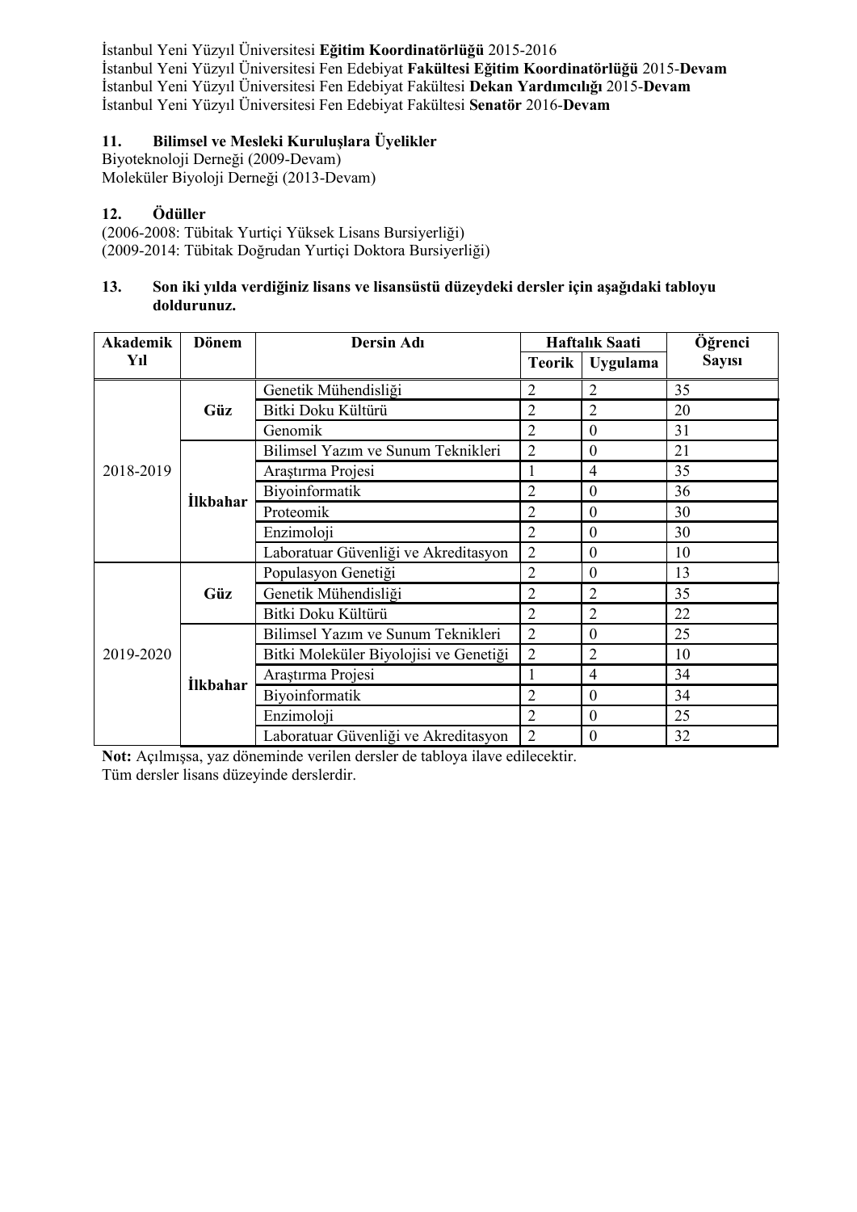İstanbul Yeni Yüzyıl Üniversitesi **Eğitim Koordinatörlüğü** 2015-2016
İstanbul Yeni Yüzyıl Üniversitesi Fen Edebiyat **Fakültesi Eğitim Koordinatörlüğü** 2015-**Devam**
İstanbul Yeni Yüzyıl Üniversitesi Fen Edebiyat Fakültesi **Dekan Yardımcılığı** 2015-**Devam**
İstanbul Yeni Yüzyıl Üniversitesi Fen Edebiyat Fakültesi **Senatör** 2016-**Devam**

## 11. Bilimsel ve Mesleki Kuruluşlara Üyelikler

Biyoteknoloji Derneği (2009-Devam)
Moleküler Biyoloji Derneği (2013-Devam)

## 12. Ödüller

(2006-2008: Tübitak Yurtiçi Yüksek Lisans Bursiyerliği)
(2009-2014: Tübitak Doğrudan Yurtiçi Doktora Bursiyerliği)

## 13. Son iki yılda verdiğiniz lisans ve lisansüstü düzeydeki dersler için aşağıdaki tabloyu doldurunuz.

| Akademik Yıl | Dönem | Dersin Adı | Haftalık Saati | | Öğrenci Sayısı |
|---|---|---|---|---|---|
| | | | Teorik | Uygulama | |
| 2018-2019 | Güz | Genetik Mühendisliği | 2 | 2 | 35 |
| | | Bitki Doku Kültürü | 2 | 2 | 20 |
| | | Genomik | 2 | 0 | 31 |
| | İlkbahar | Bilimsel Yazım ve Sunum Teknikleri | 2 | 0 | 21 |
| | | Araştırma Projesi | 1 | 4 | 35 |
| | | Biyoinformatik | 2 | 0 | 36 |
| | | Proteomik | 2 | 0 | 30 |
| | | Enzimoloji | 2 | 0 | 30 |
| | | Laboratuar Güvenliği ve Akreditasyon | 2 | 0 | 10 |
| 2019-2020 | Güz | Populasyon Genetiği | 2 | 0 | 13 |
| | | Genetik Mühendisliği | 2 | 2 | 35 |
| | | Bitki Doku Kültürü | 2 | 2 | 22 |
| | İlkbahar | Bilimsel Yazım ve Sunum Teknikleri | 2 | 0 | 25 |
| | | Bitki Moleküler Biyolojisi ve Genetiği | 2 | 2 | 10 |
| | | Araştırma Projesi | 1 | 4 | 34 |
| | | Biyoinformatik | 2 | 0 | 34 |
| | | Enzimoloji | 2 | 0 | 25 |
| | | Laboratuar Güvenliği ve Akreditasyon | 2 | 0 | 32 |

**Not:** Açılmışsa, yaz döneminde verilen dersler de tabloya ilave edilecektir.
Tüm dersler lisans düzeyinde derslerdir.